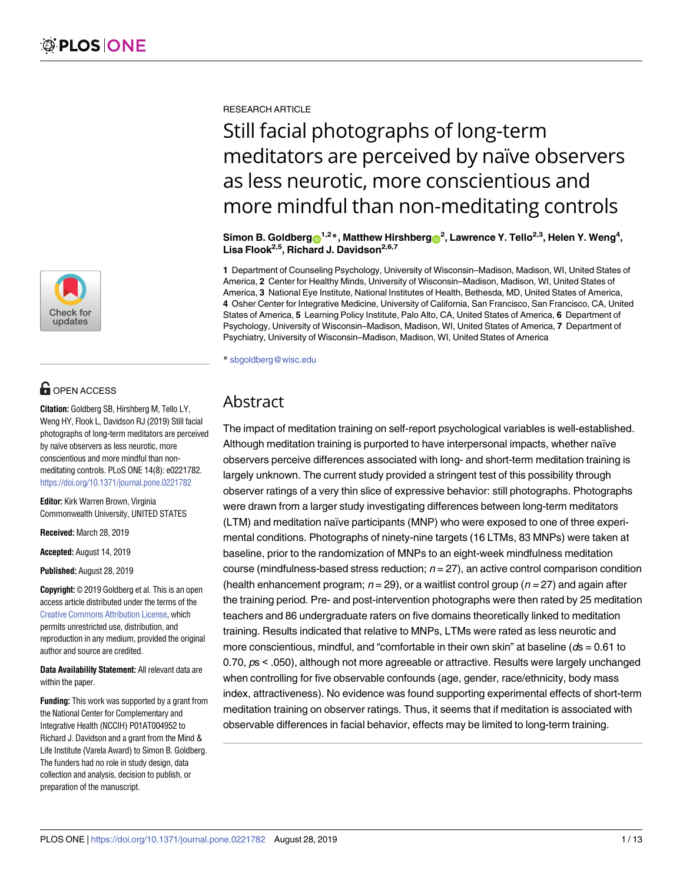RESEARCH ARTICLE

# Still facial photographs of long-term meditators are perceived by naïve observers as less neurotic, more conscientious and more mindful than non-meditating controls

**Simon B. Goldberg[1,2]*, Matthew Hirshberg[2], Lawrence Y. Tello[2,3], Helen Y. Weng[4], Lisa Flook[2,5], Richard J. Davidson[2,6,7]**

**1** Department of Counseling Psychology, University of Wisconsin–Madison, Madison, WI, United States of America, **2** Center for Healthy Minds, University of Wisconsin–Madison, Madison, WI, United States of America, **3** National Eye Institute, National Institutes of Health, Bethesda, MD, United States of America, **4** Osher Center for Integrative Medicine, University of California, San Francisco, San Francisco, CA, United States of America, **5** Learning Policy Institute, Palo Alto, CA, United States of America, **6** Department of Psychology, University of Wisconsin–Madison, Madison, WI, United States of America, **7** Department of Psychiatry, University of Wisconsin–Madison, Madison, WI, United States of America

* sbgoldberg@wisc.edu

OPEN ACCESS

**Citation:** Goldberg SB, Hirshberg M, Tello LY, Weng HY, Flook L, Davidson RJ (2019) Still facial photographs of long-term meditators are perceived by naïve observers as less neurotic, more conscientious and more mindful than non-meditating controls. PLoS ONE 14(8): e0221782. https://doi.org/10.1371/journal.pone.0221782

**Editor:** Kirk Warren Brown, Virginia Commonwealth University, UNITED STATES

**Received:** March 28, 2019

**Accepted:** August 14, 2019

**Published:** August 28, 2019

**Copyright:** © 2019 Goldberg et al. This is an open access article distributed under the terms of the Creative Commons Attribution License, which permits unrestricted use, distribution, and reproduction in any medium, provided the original author and source are credited.

**Data Availability Statement:** All relevant data are within the paper.

**Funding:** This work was supported by a grant from the National Center for Complementary and Integrative Health (NCCIH) P01AT004952 to Richard J. Davidson and a grant from the Mind & Life Institute (Varela Award) to Simon B. Goldberg. The funders had no role in study design, data collection and analysis, decision to publish, or preparation of the manuscript.

## Abstract

The impact of meditation training on self-report psychological variables is well-established. Although meditation training is purported to have interpersonal impacts, whether naïve observers perceive differences associated with long- and short-term meditation training is largely unknown. The current study provided a stringent test of this possibility through observer ratings of a very thin slice of expressive behavior: still photographs. Photographs were drawn from a larger study investigating differences between long-term meditators (LTM) and meditation naïve participants (MNP) who were exposed to one of three experimental conditions. Photographs of ninety-nine targets (16 LTMs, 83 MNPs) were taken at baseline, prior to the randomization of MNPs to an eight-week mindfulness meditation course (mindfulness-based stress reduction; $n = 27$), an active control comparison condition (health enhancement program; $n = 29$), or a waitlist control group ($n = 27$) and again after the training period. Pre- and post-intervention photographs were then rated by 25 meditation teachers and 86 undergraduate raters on five domains theoretically linked to meditation training. Results indicated that relative to MNPs, LTMs were rated as less neurotic and more conscientious, mindful, and "comfortable in their own skin" at baseline ($d$s = 0.61 to 0.70, $p$s < .050), although not more agreeable or attractive. Results were largely unchanged when controlling for five observable confounds (age, gender, race/ethnicity, body mass index, attractiveness). No evidence was found supporting experimental effects of short-term meditation training on observer ratings. Thus, it seems that if meditation is associated with observable differences in facial behavior, effects may be limited to long-term training.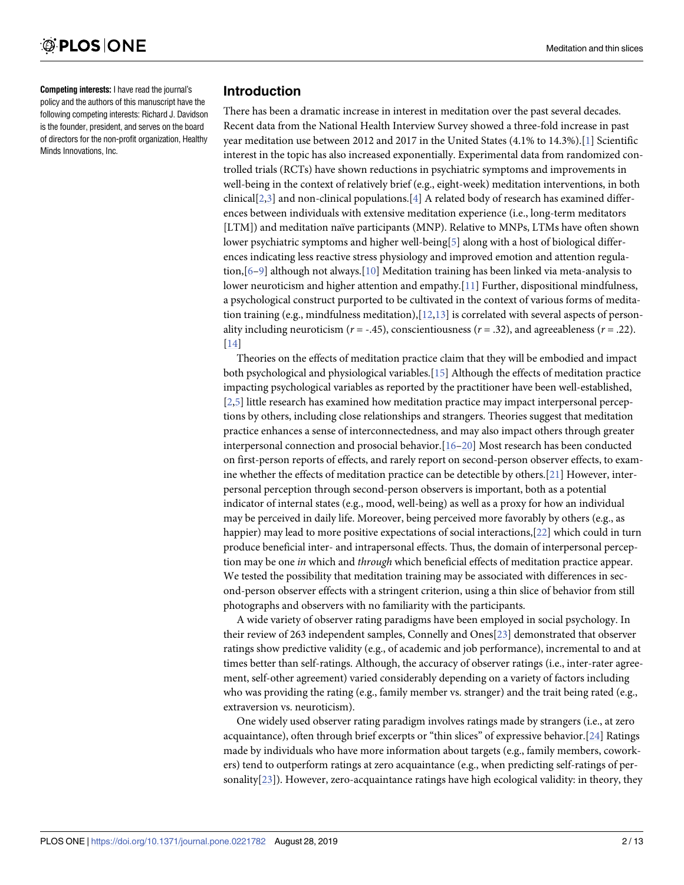**Competing interests:** I have read the journal's policy and the authors of this manuscript have the following competing interests: Richard J. Davidson is the founder, president, and serves on the board of directors for the non-profit organization, Healthy Minds Innovations, Inc.

## Introduction

There has been a dramatic increase in interest in meditation over the past several decades. Recent data from the National Health Interview Survey showed a three-fold increase in past year meditation use between 2012 and 2017 in the United States (4.1% to 14.3%).[1] Scientific interest in the topic has also increased exponentially. Experimental data from randomized controlled trials (RCTs) have shown reductions in psychiatric symptoms and improvements in well-being in the context of relatively brief (e.g., eight-week) meditation interventions, in both clinical[2,3] and non-clinical populations.[4] A related body of research has examined differences between individuals with extensive meditation experience (i.e., long-term meditators [LTM]) and meditation naïve participants (MNP). Relative to MNPs, LTMs have often shown lower psychiatric symptoms and higher well-being[5] along with a host of biological differences indicating less reactive stress physiology and improved emotion and attention regulation,[6–9] although not always.[10] Meditation training has been linked via meta-analysis to lower neuroticism and higher attention and empathy.[11] Further, dispositional mindfulness, a psychological construct purported to be cultivated in the context of various forms of meditation training (e.g., mindfulness meditation),[12,13] is correlated with several aspects of personality including neuroticism ($r$ = -.45), conscientiousness ($r$ = .32), and agreeableness ($r$ = .22). [14]

Theories on the effects of meditation practice claim that they will be embodied and impact both psychological and physiological variables.[15] Although the effects of meditation practice impacting psychological variables as reported by the practitioner have been well-established, [2,5] little research has examined how meditation practice may impact interpersonal perceptions by others, including close relationships and strangers. Theories suggest that meditation practice enhances a sense of interconnectedness, and may also impact others through greater interpersonal connection and prosocial behavior.[16–20] Most research has been conducted on first-person reports of effects, and rarely report on second-person observer effects, to examine whether the effects of meditation practice can be detectible by others.[21] However, interpersonal perception through second-person observers is important, both as a potential indicator of internal states (e.g., mood, well-being) as well as a proxy for how an individual may be perceived in daily life. Moreover, being perceived more favorably by others (e.g., as happier) may lead to more positive expectations of social interactions,[22] which could in turn produce beneficial inter- and intrapersonal effects. Thus, the domain of interpersonal perception may be one *in* which and *through* which beneficial effects of meditation practice appear. We tested the possibility that meditation training may be associated with differences in second-person observer effects with a stringent criterion, using a thin slice of behavior from still photographs and observers with no familiarity with the participants.

A wide variety of observer rating paradigms have been employed in social psychology. In their review of 263 independent samples, Connelly and Ones[23] demonstrated that observer ratings show predictive validity (e.g., of academic and job performance), incremental to and at times better than self-ratings. Although, the accuracy of observer ratings (i.e., inter-rater agreement, self-other agreement) varied considerably depending on a variety of factors including who was providing the rating (e.g., family member vs. stranger) and the trait being rated (e.g., extraversion vs. neuroticism).

One widely used observer rating paradigm involves ratings made by strangers (i.e., at zero acquaintance), often through brief excerpts or "thin slices" of expressive behavior.[24] Ratings made by individuals who have more information about targets (e.g., family members, coworkers) tend to outperform ratings at zero acquaintance (e.g., when predicting self-ratings of personality[23]). However, zero-acquaintance ratings have high ecological validity: in theory, they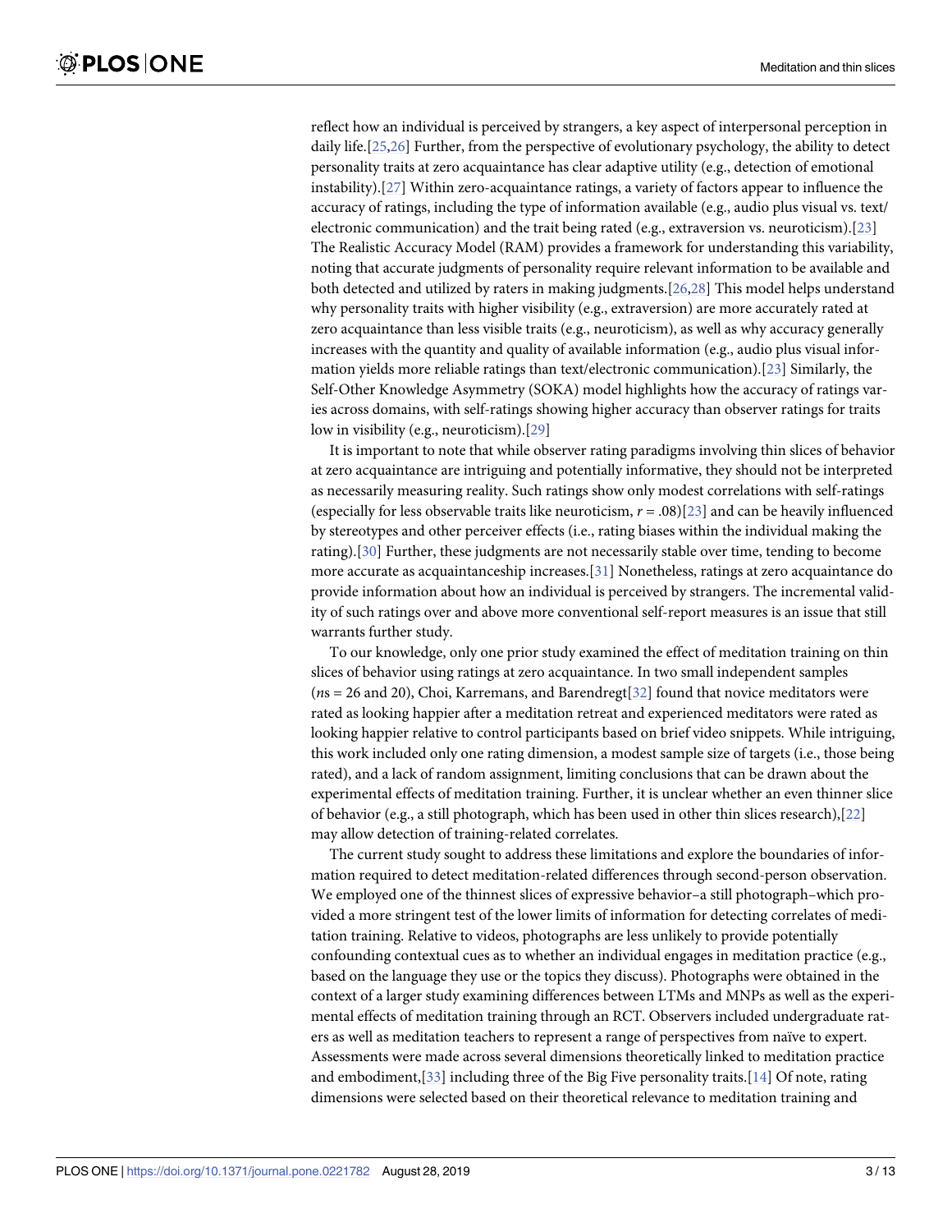reflect how an individual is perceived by strangers, a key aspect of interpersonal perception in daily life.[25,26] Further, from the perspective of evolutionary psychology, the ability to detect personality traits at zero acquaintance has clear adaptive utility (e.g., detection of emotional instability).[27] Within zero-acquaintance ratings, a variety of factors appear to influence the accuracy of ratings, including the type of information available (e.g., audio plus visual vs. text/electronic communication) and the trait being rated (e.g., extraversion vs. neuroticism).[23] The Realistic Accuracy Model (RAM) provides a framework for understanding this variability, noting that accurate judgments of personality require relevant information to be available and both detected and utilized by raters in making judgments.[26,28] This model helps understand why personality traits with higher visibility (e.g., extraversion) are more accurately rated at zero acquaintance than less visible traits (e.g., neuroticism), as well as why accuracy generally increases with the quantity and quality of available information (e.g., audio plus visual information yields more reliable ratings than text/electronic communication).[23] Similarly, the Self-Other Knowledge Asymmetry (SOKA) model highlights how the accuracy of ratings varies across domains, with self-ratings showing higher accuracy than observer ratings for traits low in visibility (e.g., neuroticism).[29]

It is important to note that while observer rating paradigms involving thin slices of behavior at zero acquaintance are intriguing and potentially informative, they should not be interpreted as necessarily measuring reality. Such ratings show only modest correlations with self-ratings (especially for less observable traits like neuroticism, $r = .08$)[23] and can be heavily influenced by stereotypes and other perceiver effects (i.e., rating biases within the individual making the rating).[30] Further, these judgments are not necessarily stable over time, tending to become more accurate as acquaintanceship increases.[31] Nonetheless, ratings at zero acquaintance do provide information about how an individual is perceived by strangers. The incremental validity of such ratings over and above more conventional self-report measures is an issue that still warrants further study.

To our knowledge, only one prior study examined the effect of meditation training on thin slices of behavior using ratings at zero acquaintance. In two small independent samples (*n*s = 26 and 20), Choi, Karremans, and Barendregt[32] found that novice meditators were rated as looking happier after a meditation retreat and experienced meditators were rated as looking happier relative to control participants based on brief video snippets. While intriguing, this work included only one rating dimension, a modest sample size of targets (i.e., those being rated), and a lack of random assignment, limiting conclusions that can be drawn about the experimental effects of meditation training. Further, it is unclear whether an even thinner slice of behavior (e.g., a still photograph, which has been used in other thin slices research),[22] may allow detection of training-related correlates.

The current study sought to address these limitations and explore the boundaries of information required to detect meditation-related differences through second-person observation. We employed one of the thinnest slices of expressive behavior–a still photograph–which provided a more stringent test of the lower limits of information for detecting correlates of meditation training. Relative to videos, photographs are less unlikely to provide potentially confounding contextual cues as to whether an individual engages in meditation practice (e.g., based on the language they use or the topics they discuss). Photographs were obtained in the context of a larger study examining differences between LTMs and MNPs as well as the experimental effects of meditation training through an RCT. Observers included undergraduate raters as well as meditation teachers to represent a range of perspectives from naïve to expert. Assessments were made across several dimensions theoretically linked to meditation practice and embodiment,[33] including three of the Big Five personality traits.[14] Of note, rating dimensions were selected based on their theoretical relevance to meditation training and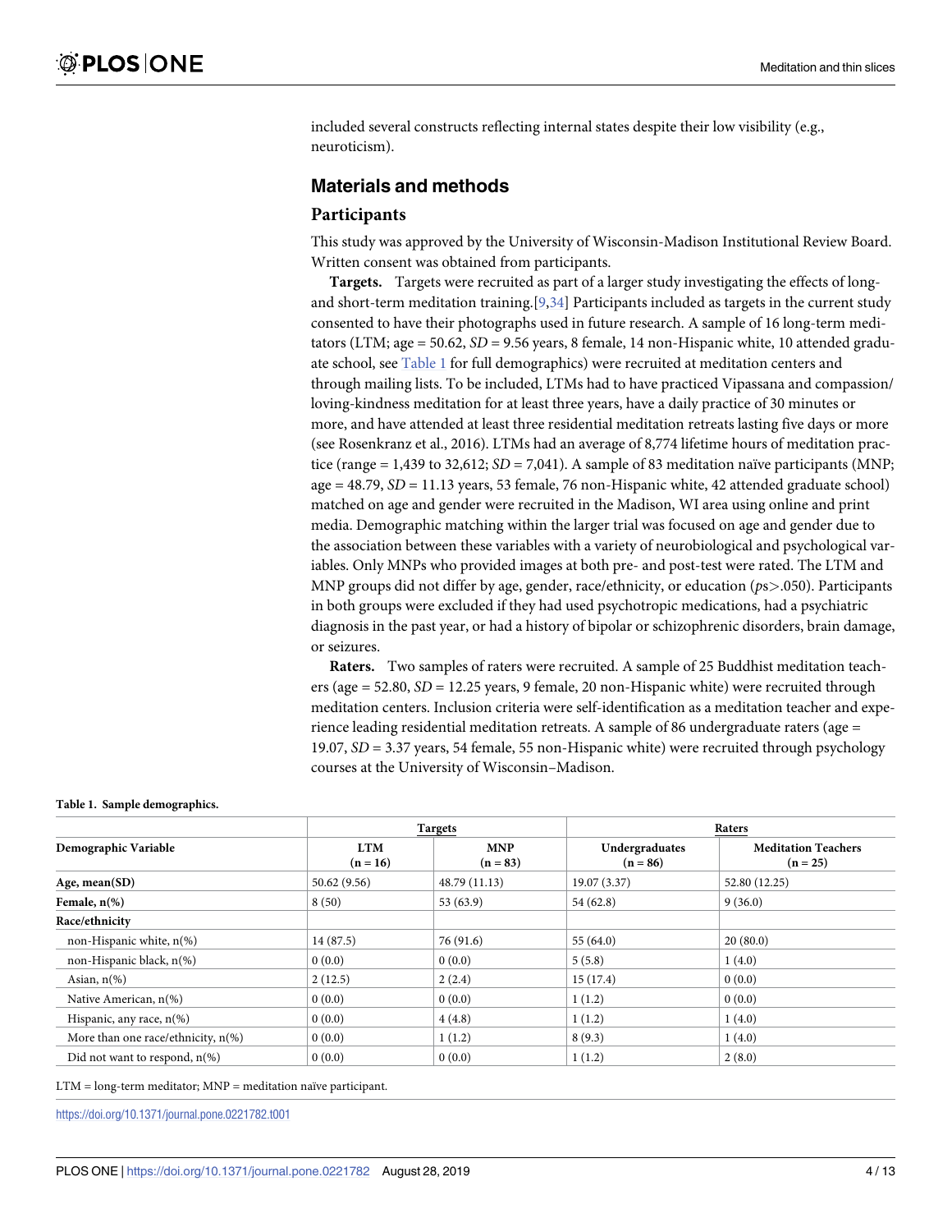included several constructs reflecting internal states despite their low visibility (e.g., neuroticism).

## Materials and methods

### Participants

This study was approved by the University of Wisconsin-Madison Institutional Review Board. Written consent was obtained from participants.

**Targets.** Targets were recruited as part of a larger study investigating the effects of long- and short-term meditation training.[9,34] Participants included as targets in the current study consented to have their photographs used in future research. A sample of 16 long-term meditators (LTM; age = 50.62, *SD* = 9.56 years, 8 female, 14 non-Hispanic white, 10 attended graduate school, see Table 1 for full demographics) were recruited at meditation centers and through mailing lists. To be included, LTMs had to have practiced Vipassana and compassion/loving-kindness meditation for at least three years, have a daily practice of 30 minutes or more, and have attended at least three residential meditation retreats lasting five days or more (see Rosenkranz et al., 2016). LTMs had an average of 8,774 lifetime hours of meditation practice (range = 1,439 to 32,612; *SD* = 7,041). A sample of 83 meditation naïve participants (MNP; age = 48.79, *SD* = 11.13 years, 53 female, 76 non-Hispanic white, 42 attended graduate school) matched on age and gender were recruited in the Madison, WI area using online and print media. Demographic matching within the larger trial was focused on age and gender due to the association between these variables with a variety of neurobiological and psychological variables. Only MNPs who provided images at both pre- and post-test were rated. The LTM and MNP groups did not differ by age, gender, race/ethnicity, or education ($ps > .050$). Participants in both groups were excluded if they had used psychotropic medications, had a psychiatric diagnosis in the past year, or had a history of bipolar or schizophrenic disorders, brain damage, or seizures.

**Raters.** Two samples of raters were recruited. A sample of 25 Buddhist meditation teachers (age = 52.80, *SD* = 12.25 years, 9 female, 20 non-Hispanic white) were recruited through meditation centers. Inclusion criteria were self-identification as a meditation teacher and experience leading residential meditation retreats. A sample of 86 undergraduate raters (age = 19.07, *SD* = 3.37 years, 54 female, 55 non-Hispanic white) were recruited through psychology courses at the University of Wisconsin–Madison.

**Table 1. Sample demographics.**

| | Targets | | Raters | |
|---|---|---|---|---|
| **Demographic Variable** | **LTM (n = 16)** | **MNP (n = 83)** | **Undergraduates (n = 86)** | **Meditation Teachers (n = 25)** |
| **Age, mean(SD)** | 50.62 (9.56) | 48.79 (11.13) | 19.07 (3.37) | 52.80 (12.25) |
| **Female, n(%)** | 8 (50) | 53 (63.9) | 54 (62.8) | 9 (36.0) |
| **Race/ethnicity** | | | | |
| non-Hispanic white, n(%) | 14 (87.5) | 76 (91.6) | 55 (64.0) | 20 (80.0) |
| non-Hispanic black, n(%) | 0 (0.0) | 0 (0.0) | 5 (5.8) | 1 (4.0) |
| Asian, n(%) | 2 (12.5) | 2 (2.4) | 15 (17.4) | 0 (0.0) |
| Native American, n(%) | 0 (0.0) | 0 (0.0) | 1 (1.2) | 0 (0.0) |
| Hispanic, any race, n(%) | 0 (0.0) | 4 (4.8) | 1 (1.2) | 1 (4.0) |
| More than one race/ethnicity, n(%) | 0 (0.0) | 1 (1.2) | 8 (9.3) | 1 (4.0) |
| Did not want to respond, n(%) | 0 (0.0) | 0 (0.0) | 1 (1.2) | 2 (8.0) |

LTM = long-term meditator; MNP = meditation naïve participant.

https://doi.org/10.1371/journal.pone.0221782.t001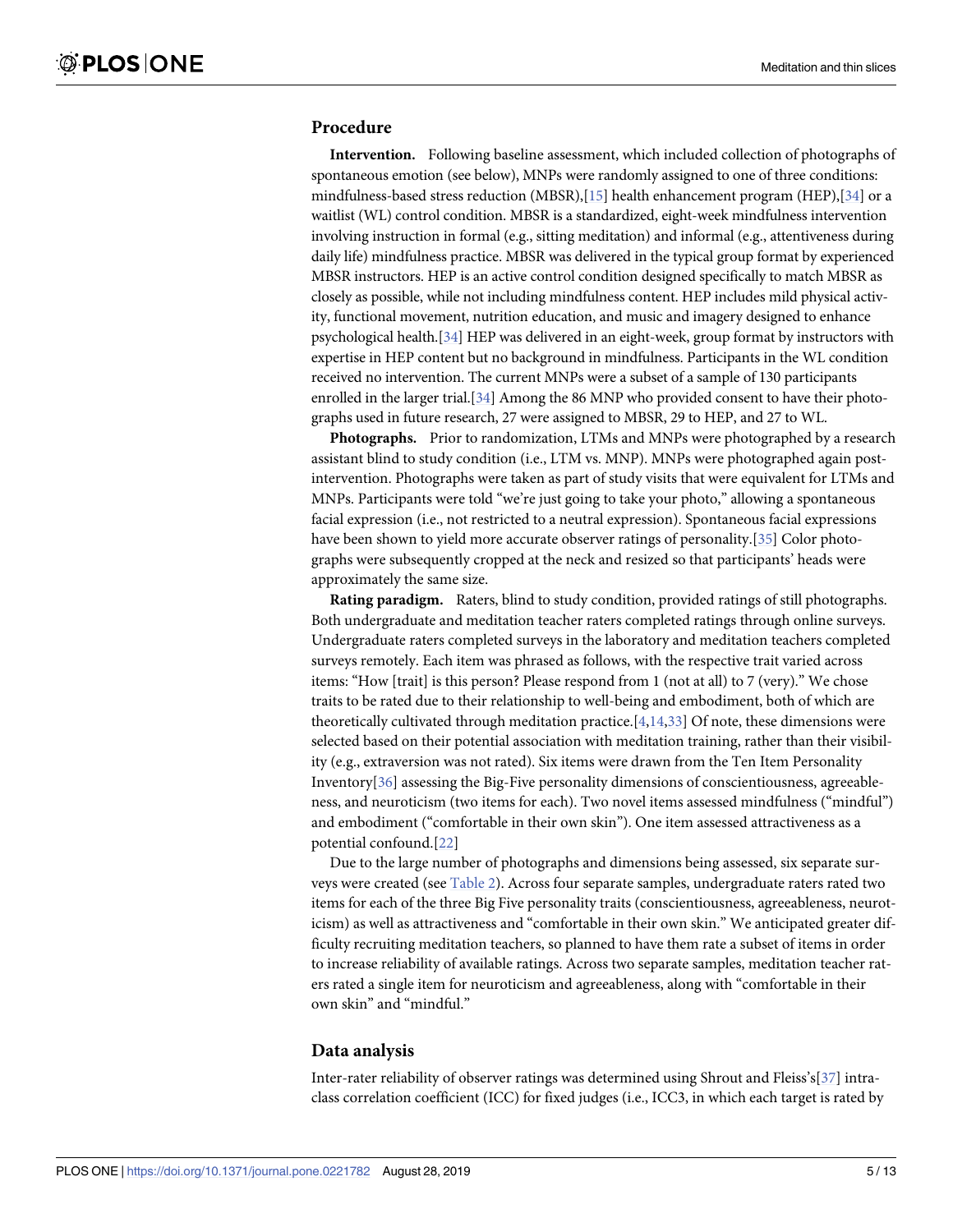## Procedure

**Intervention.** Following baseline assessment, which included collection of photographs of spontaneous emotion (see below), MNPs were randomly assigned to one of three conditions: mindfulness-based stress reduction (MBSR),[15] health enhancement program (HEP),[34] or a waitlist (WL) control condition. MBSR is a standardized, eight-week mindfulness intervention involving instruction in formal (e.g., sitting meditation) and informal (e.g., attentiveness during daily life) mindfulness practice. MBSR was delivered in the typical group format by experienced MBSR instructors. HEP is an active control condition designed specifically to match MBSR as closely as possible, while not including mindfulness content. HEP includes mild physical activity, functional movement, nutrition education, and music and imagery designed to enhance psychological health.[34] HEP was delivered in an eight-week, group format by instructors with expertise in HEP content but no background in mindfulness. Participants in the WL condition received no intervention. The current MNPs were a subset of a sample of 130 participants enrolled in the larger trial.[34] Among the 86 MNP who provided consent to have their photographs used in future research, 27 were assigned to MBSR, 29 to HEP, and 27 to WL.

**Photographs.** Prior to randomization, LTMs and MNPs were photographed by a research assistant blind to study condition (i.e., LTM vs. MNP). MNPs were photographed again post-intervention. Photographs were taken as part of study visits that were equivalent for LTMs and MNPs. Participants were told "we're just going to take your photo," allowing a spontaneous facial expression (i.e., not restricted to a neutral expression). Spontaneous facial expressions have been shown to yield more accurate observer ratings of personality.[35] Color photographs were subsequently cropped at the neck and resized so that participants' heads were approximately the same size.

**Rating paradigm.** Raters, blind to study condition, provided ratings of still photographs. Both undergraduate and meditation teacher raters completed ratings through online surveys. Undergraduate raters completed surveys in the laboratory and meditation teachers completed surveys remotely. Each item was phrased as follows, with the respective trait varied across items: "How [trait] is this person? Please respond from 1 (not at all) to 7 (very)." We chose traits to be rated due to their relationship to well-being and embodiment, both of which are theoretically cultivated through meditation practice.[4,14,33] Of note, these dimensions were selected based on their potential association with meditation training, rather than their visibility (e.g., extraversion was not rated). Six items were drawn from the Ten Item Personality Inventory[36] assessing the Big-Five personality dimensions of conscientiousness, agreeableness, and neuroticism (two items for each). Two novel items assessed mindfulness ("mindful") and embodiment ("comfortable in their own skin"). One item assessed attractiveness as a potential confound.[22]

Due to the large number of photographs and dimensions being assessed, six separate surveys were created (see Table 2). Across four separate samples, undergraduate raters rated two items for each of the three Big Five personality traits (conscientiousness, agreeableness, neuroticism) as well as attractiveness and "comfortable in their own skin." We anticipated greater difficulty recruiting meditation teachers, so planned to have them rate a subset of items in order to increase reliability of available ratings. Across two separate samples, meditation teacher raters rated a single item for neuroticism and agreeableness, along with "comfortable in their own skin" and "mindful."

## Data analysis

Inter-rater reliability of observer ratings was determined using Shrout and Fleiss's[37] intraclass correlation coefficient (ICC) for fixed judges (i.e., ICC3, in which each target is rated by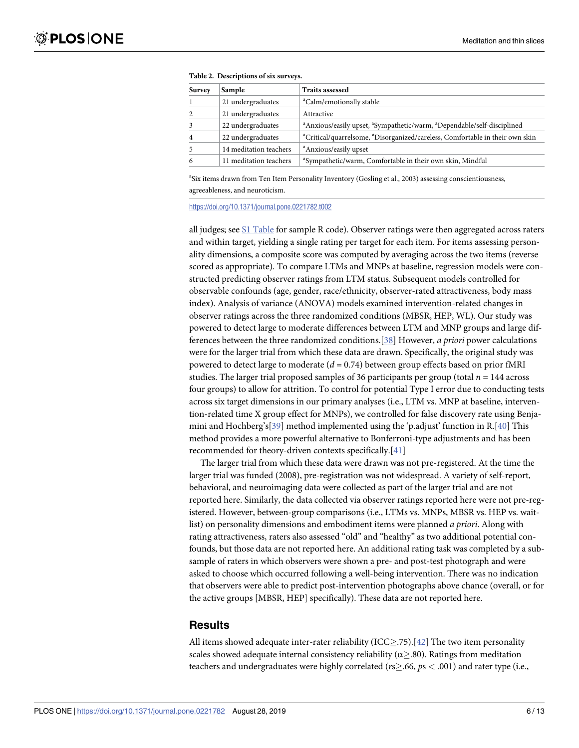**Table 2. Descriptions of six surveys.**

| Survey | Sample | Traits assessed |
|---|---|---|
| 1 | 21 undergraduates | [a]Calm/emotionally stable |
| 2 | 21 undergraduates | Attractive |
| 3 | 22 undergraduates | [a]Anxious/easily upset, [a]Sympathetic/warm, [a]Dependable/self-disciplined |
| 4 | 22 undergraduates | [a]Critical/quarrelsome, [a]Disorganized/careless, Comfortable in their own skin |
| 5 | 14 meditation teachers | [a]Anxious/easily upset |
| 6 | 11 meditation teachers | [a]Sympathetic/warm, Comfortable in their own skin, Mindful |

[a]Six items drawn from Ten Item Personality Inventory (Gosling et al., 2003) assessing conscientiousness, agreeableness, and neuroticism.

https://doi.org/10.1371/journal.pone.0221782.t002

all judges; see S1 Table for sample R code). Observer ratings were then aggregated across raters and within target, yielding a single rating per target for each item. For items assessing personality dimensions, a composite score was computed by averaging across the two items (reverse scored as appropriate). To compare LTMs and MNPs at baseline, regression models were constructed predicting observer ratings from LTM status. Subsequent models controlled for observable confounds (age, gender, race/ethnicity, observer-rated attractiveness, body mass index). Analysis of variance (ANOVA) models examined intervention-related changes in observer ratings across the three randomized conditions (MBSR, HEP, WL). Our study was powered to detect large to moderate differences between LTM and MNP groups and large differences between the three randomized conditions.[38] However, *a priori* power calculations were for the larger trial from which these data are drawn. Specifically, the original study was powered to detect large to moderate ($d = 0.74$) between group effects based on prior fMRI studies. The larger trial proposed samples of 36 participants per group (total $n = 144$ across four groups) to allow for attrition. To control for potential Type I error due to conducting tests across six target dimensions in our primary analyses (i.e., LTM vs. MNP at baseline, intervention-related time X group effect for MNPs), we controlled for false discovery rate using Benjamini and Hochberg's[39] method implemented using the 'p.adjust' function in R.[40] This method provides a more powerful alternative to Bonferroni-type adjustments and has been recommended for theory-driven contexts specifically.[41]

The larger trial from which these data were drawn was not pre-registered. At the time the larger trial was funded (2008), pre-registration was not widespread. A variety of self-report, behavioral, and neuroimaging data were collected as part of the larger trial and are not reported here. Similarly, the data collected via observer ratings reported here were not pre-registered. However, between-group comparisons (i.e., LTMs vs. MNPs, MBSR vs. HEP vs. waitlist) on personality dimensions and embodiment items were planned *a priori*. Along with rating attractiveness, raters also assessed "old" and "healthy" as two additional potential confounds, but those data are not reported here. An additional rating task was completed by a subsample of raters in which observers were shown a pre- and post-test photograph and were asked to choose which occurred following a well-being intervention. There was no indication that observers were able to predict post-intervention photographs above chance (overall, or for the active groups [MBSR, HEP] specifically). These data are not reported here.

## Results

All items showed adequate inter-rater reliability (ICC$\geq$.75).[42] The two item personality scales showed adequate internal consistency reliability ($\alpha \geq .80$). Ratings from meditation teachers and undergraduates were highly correlated ($rs \geq .66$, $ps < .001$) and rater type (i.e.,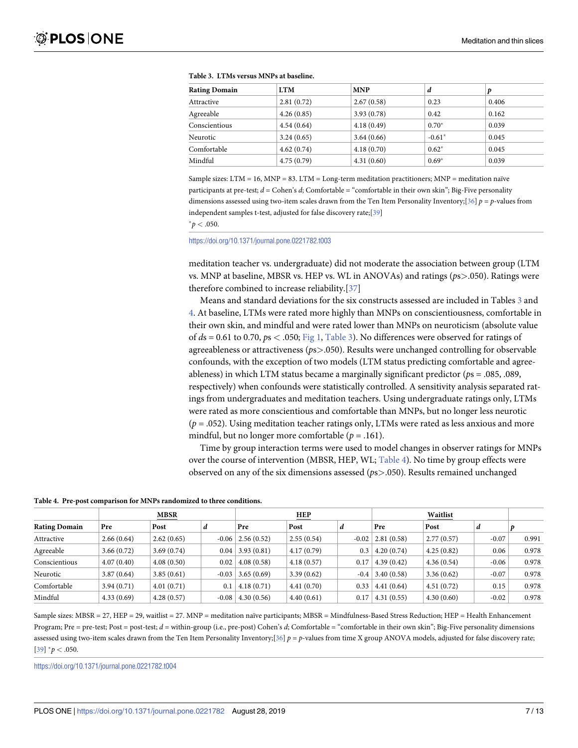**Table 3. LTMs versus MNPs at baseline.**

| Rating Domain | LTM | MNP | *d* | *p* |
|---|---|---|---|---|
| Attractive | 2.81 (0.72) | 2.67 (0.58) | 0.23 | 0.406 |
| Agreeable | 4.26 (0.85) | 3.93 (0.78) | 0.42 | 0.162 |
| Conscientious | 4.54 (0.64) | 4.18 (0.49) | 0.70* | 0.039 |
| Neurotic | 3.24 (0.65) | 3.64 (0.66) | -0.61* | 0.045 |
| Comfortable | 4.62 (0.74) | 4.18 (0.70) | 0.62* | 0.045 |
| Mindful | 4.75 (0.79) | 4.31 (0.60) | 0.69* | 0.039 |

Sample sizes: LTM = 16, MNP = 83. LTM = Long-term meditation practitioners; MNP = meditation naïve participants at pre-test; *d* = Cohen's *d*; Comfortable = "comfortable in their own skin"; Big-Five personality dimensions assessed using two-item scales drawn from the Ten Item Personality Inventory;[36] *p* = *p*-values from independent samples t-test, adjusted for false discovery rate;[39]
$^{*}p < .050$.

https://doi.org/10.1371/journal.pone.0221782.t003

meditation teacher vs. undergraduate) did not moderate the association between group (LTM vs. MNP at baseline, MBSR vs. HEP vs. WL in ANOVAs) and ratings (*p*s>.050). Ratings were therefore combined to increase reliability.[37]

Means and standard deviations for the six constructs assessed are included in Tables 3 and 4. At baseline, LTMs were rated more highly than MNPs on conscientiousness, comfortable in their own skin, and mindful and were rated lower than MNPs on neuroticism (absolute value of *d*s = 0.61 to 0.70, *p*s < .050; Fig 1, Table 3). No differences were observed for ratings of agreeableness or attractiveness (*p*s>.050). Results were unchanged controlling for observable confounds, with the exception of two models (LTM status predicting comfortable and agreeableness) in which LTM status became a marginally significant predictor (*p*s = .085, .089, respectively) when confounds were statistically controlled. A sensitivity analysis separated ratings from undergraduates and meditation teachers. Using undergraduate ratings only, LTMs were rated as more conscientious and comfortable than MNPs, but no longer less neurotic (*p* = .052). Using meditation teacher ratings only, LTMs were rated as less anxious and more mindful, but no longer more comfortable (*p* = .161).

Time by group interaction terms were used to model changes in observer ratings for MNPs over the course of intervention (MBSR, HEP, WL; Table 4). No time by group effects were observed on any of the six dimensions assessed (*p*s>.050). Results remained unchanged

**Table 4. Pre-post comparison for MNPs randomized to three conditions.**

| | MBSR | | | HEP | | | Waitlist | | | |
|---|---|---|---|---|---|---|---|---|---|---|
| **Rating Domain** | **Pre** | **Post** | ***d*** | **Pre** | **Post** | ***d*** | **Pre** | **Post** | ***d*** | ***p*** |
| Attractive | 2.66 (0.64) | 2.62 (0.65) | -0.06 | 2.56 (0.52) | 2.55 (0.54) | -0.02 | 2.81 (0.58) | 2.77 (0.57) | -0.07 | 0.991 |
| Agreeable | 3.66 (0.72) | 3.69 (0.74) | 0.04 | 3.93 (0.81) | 4.17 (0.79) | 0.3 | 4.20 (0.74) | 4.25 (0.82) | 0.06 | 0.978 |
| Conscientious | 4.07 (0.40) | 4.08 (0.50) | 0.02 | 4.08 (0.58) | 4.18 (0.57) | 0.17 | 4.39 (0.42) | 4.36 (0.54) | -0.06 | 0.978 |
| Neurotic | 3.87 (0.64) | 3.85 (0.61) | -0.03 | 3.65 (0.69) | 3.39 (0.62) | -0.4 | 3.40 (0.58) | 3.36 (0.62) | -0.07 | 0.978 |
| Comfortable | 3.94 (0.71) | 4.01 (0.71) | 0.1 | 4.18 (0.71) | 4.41 (0.70) | 0.33 | 4.41 (0.64) | 4.51 (0.72) | 0.15 | 0.978 |
| Mindful | 4.33 (0.69) | 4.28 (0.57) | -0.08 | 4.30 (0.56) | 4.40 (0.61) | 0.17 | 4.31 (0.55) | 4.30 (0.60) | -0.02 | 0.978 |

Sample sizes: MBSR = 27, HEP = 29, waitlist = 27. MNP = meditation naïve participants; MBSR = Mindfulness-Based Stress Reduction; HEP = Health Enhancement Program; Pre = pre-test; Post = post-test; *d* = within-group (i.e., pre-post) Cohen's *d*; Comfortable = "comfortable in their own skin"; Big-Five personality dimensions assessed using two-item scales drawn from the Ten Item Personality Inventory;[36] *p* = *p*-values from time X group ANOVA models, adjusted for false discovery rate; [39] $^{*}p < .050$.

https://doi.org/10.1371/journal.pone.0221782.t004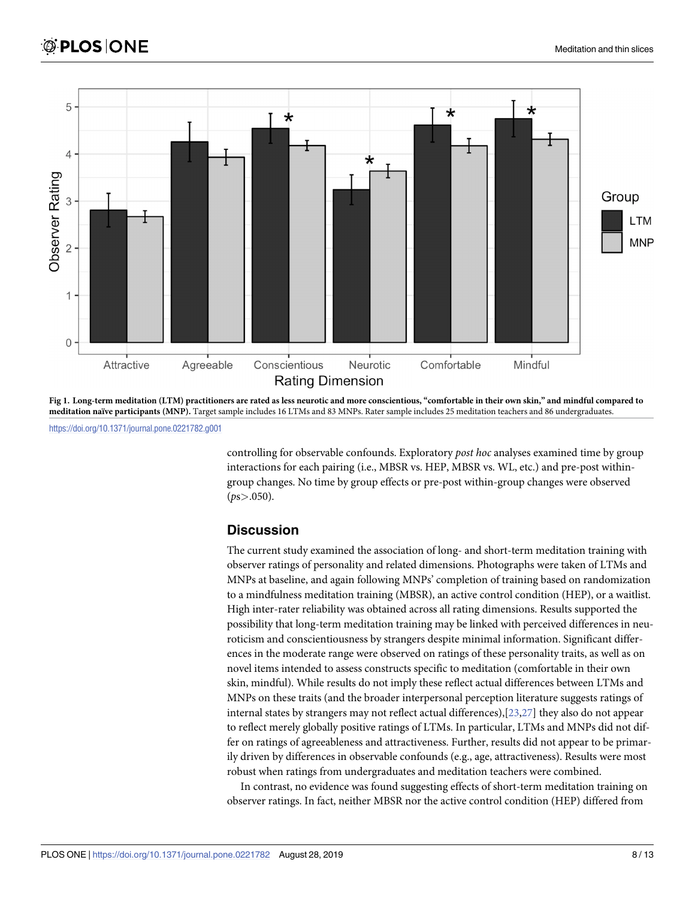Fig 1. **Long-term meditation (LTM) practitioners are rated as less neurotic and more conscientious, "comfortable in their own skin," and mindful compared to meditation naïve participants (MNP).** Target sample includes 16 LTMs and 83 MNPs. Rater sample includes 25 meditation teachers and 86 undergraduates.

https://doi.org/10.1371/journal.pone.0221782.g001

controlling for observable confounds. Exploratory *post hoc* analyses examined time by group interactions for each pairing (i.e., MBSR vs. HEP, MBSR vs. WL, etc.) and pre-post within-group changes. No time by group effects or pre-post within-group changes were observed ($p$s$>$.050).

## Discussion

The current study examined the association of long- and short-term meditation training with observer ratings of personality and related dimensions. Photographs were taken of LTMs and MNPs at baseline, and again following MNPs' completion of training based on randomization to a mindfulness meditation training (MBSR), an active control condition (HEP), or a waitlist. High inter-rater reliability was obtained across all rating dimensions. Results supported the possibility that long-term meditation training may be linked with perceived differences in neuroticism and conscientiousness by strangers despite minimal information. Significant differences in the moderate range were observed on ratings of these personality traits, as well as on novel items intended to assess constructs specific to meditation (comfortable in their own skin, mindful). While results do not imply these reflect actual differences between LTMs and MNPs on these traits (and the broader interpersonal perception literature suggests ratings of internal states by strangers may not reflect actual differences),[23,27] they also do not appear to reflect merely globally positive ratings of LTMs. In particular, LTMs and MNPs did not differ on ratings of agreeableness and attractiveness. Further, results did not appear to be primarily driven by differences in observable confounds (e.g., age, attractiveness). Results were most robust when ratings from undergraduates and meditation teachers were combined.

In contrast, no evidence was found suggesting effects of short-term meditation training on observer ratings. In fact, neither MBSR nor the active control condition (HEP) differed from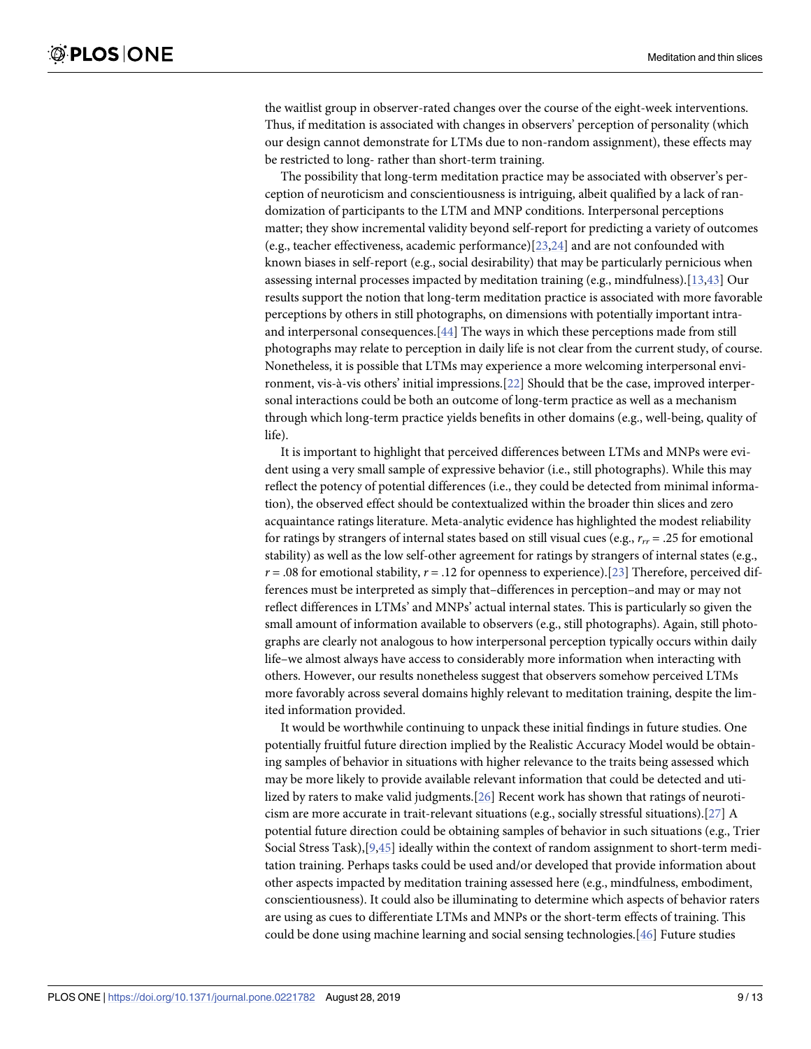the waitlist group in observer-rated changes over the course of the eight-week interventions. Thus, if meditation is associated with changes in observers' perception of personality (which our design cannot demonstrate for LTMs due to non-random assignment), these effects may be restricted to long- rather than short-term training.

The possibility that long-term meditation practice may be associated with observer's perception of neuroticism and conscientiousness is intriguing, albeit qualified by a lack of randomization of participants to the LTM and MNP conditions. Interpersonal perceptions matter; they show incremental validity beyond self-report for predicting a variety of outcomes (e.g., teacher effectiveness, academic performance)[23,24] and are not confounded with known biases in self-report (e.g., social desirability) that may be particularly pernicious when assessing internal processes impacted by meditation training (e.g., mindfulness).[13,43] Our results support the notion that long-term meditation practice is associated with more favorable perceptions by others in still photographs, on dimensions with potentially important intra- and interpersonal consequences.[44] The ways in which these perceptions made from still photographs may relate to perception in daily life is not clear from the current study, of course. Nonetheless, it is possible that LTMs may experience a more welcoming interpersonal environment, vis-à-vis others' initial impressions.[22] Should that be the case, improved interpersonal interactions could be both an outcome of long-term practice as well as a mechanism through which long-term practice yields benefits in other domains (e.g., well-being, quality of life).

It is important to highlight that perceived differences between LTMs and MNPs were evident using a very small sample of expressive behavior (i.e., still photographs). While this may reflect the potency of potential differences (i.e., they could be detected from minimal information), the observed effect should be contextualized within the broader thin slices and zero acquaintance ratings literature. Meta-analytic evidence has highlighted the modest reliability for ratings by strangers of internal states based on still visual cues (e.g., $r_{rr}$ = .25 for emotional stability) as well as the low self-other agreement for ratings by strangers of internal states (e.g., $r$ = .08 for emotional stability, $r$ = .12 for openness to experience).[23] Therefore, perceived differences must be interpreted as simply that–differences in perception–and may or may not reflect differences in LTMs' and MNPs' actual internal states. This is particularly so given the small amount of information available to observers (e.g., still photographs). Again, still photographs are clearly not analogous to how interpersonal perception typically occurs within daily life–we almost always have access to considerably more information when interacting with others. However, our results nonetheless suggest that observers somehow perceived LTMs more favorably across several domains highly relevant to meditation training, despite the limited information provided.

It would be worthwhile continuing to unpack these initial findings in future studies. One potentially fruitful future direction implied by the Realistic Accuracy Model would be obtaining samples of behavior in situations with higher relevance to the traits being assessed which may be more likely to provide available relevant information that could be detected and utilized by raters to make valid judgments.[26] Recent work has shown that ratings of neuroticism are more accurate in trait-relevant situations (e.g., socially stressful situations).[27] A potential future direction could be obtaining samples of behavior in such situations (e.g., Trier Social Stress Task),[9,45] ideally within the context of random assignment to short-term meditation training. Perhaps tasks could be used and/or developed that provide information about other aspects impacted by meditation training assessed here (e.g., mindfulness, embodiment, conscientiousness). It could also be illuminating to determine which aspects of behavior raters are using as cues to differentiate LTMs and MNPs or the short-term effects of training. This could be done using machine learning and social sensing technologies.[46] Future studies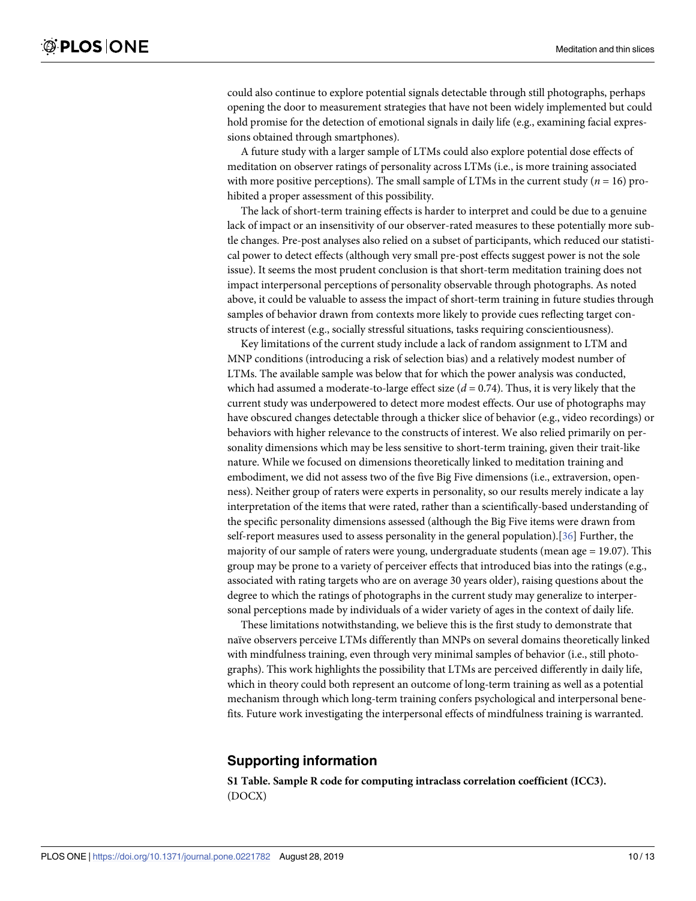could also continue to explore potential signals detectable through still photographs, perhaps opening the door to measurement strategies that have not been widely implemented but could hold promise for the detection of emotional signals in daily life (e.g., examining facial expressions obtained through smartphones).

A future study with a larger sample of LTMs could also explore potential dose effects of meditation on observer ratings of personality across LTMs (i.e., is more training associated with more positive perceptions). The small sample of LTMs in the current study ($n = 16$) prohibited a proper assessment of this possibility.

The lack of short-term training effects is harder to interpret and could be due to a genuine lack of impact or an insensitivity of our observer-rated measures to these potentially more subtle changes. Pre-post analyses also relied on a subset of participants, which reduced our statistical power to detect effects (although very small pre-post effects suggest power is not the sole issue). It seems the most prudent conclusion is that short-term meditation training does not impact interpersonal perceptions of personality observable through photographs. As noted above, it could be valuable to assess the impact of short-term training in future studies through samples of behavior drawn from contexts more likely to provide cues reflecting target constructs of interest (e.g., socially stressful situations, tasks requiring conscientiousness).

Key limitations of the current study include a lack of random assignment to LTM and MNP conditions (introducing a risk of selection bias) and a relatively modest number of LTMs. The available sample was below that for which the power analysis was conducted, which had assumed a moderate-to-large effect size ($d = 0.74$). Thus, it is very likely that the current study was underpowered to detect more modest effects. Our use of photographs may have obscured changes detectable through a thicker slice of behavior (e.g., video recordings) or behaviors with higher relevance to the constructs of interest. We also relied primarily on personality dimensions which may be less sensitive to short-term training, given their trait-like nature. While we focused on dimensions theoretically linked to meditation training and embodiment, we did not assess two of the five Big Five dimensions (i.e., extraversion, openness). Neither group of raters were experts in personality, so our results merely indicate a lay interpretation of the items that were rated, rather than a scientifically-based understanding of the specific personality dimensions assessed (although the Big Five items were drawn from self-report measures used to assess personality in the general population).[36] Further, the majority of our sample of raters were young, undergraduate students (mean age = 19.07). This group may be prone to a variety of perceiver effects that introduced bias into the ratings (e.g., associated with rating targets who are on average 30 years older), raising questions about the degree to which the ratings of photographs in the current study may generalize to interpersonal perceptions made by individuals of a wider variety of ages in the context of daily life.

These limitations notwithstanding, we believe this is the first study to demonstrate that naïve observers perceive LTMs differently than MNPs on several domains theoretically linked with mindfulness training, even through very minimal samples of behavior (i.e., still photographs). This work highlights the possibility that LTMs are perceived differently in daily life, which in theory could both represent an outcome of long-term training as well as a potential mechanism through which long-term training confers psychological and interpersonal benefits. Future work investigating the interpersonal effects of mindfulness training is warranted.

## Supporting information

**S1 Table. Sample R code for computing intraclass correlation coefficient (ICC3).**
(DOCX)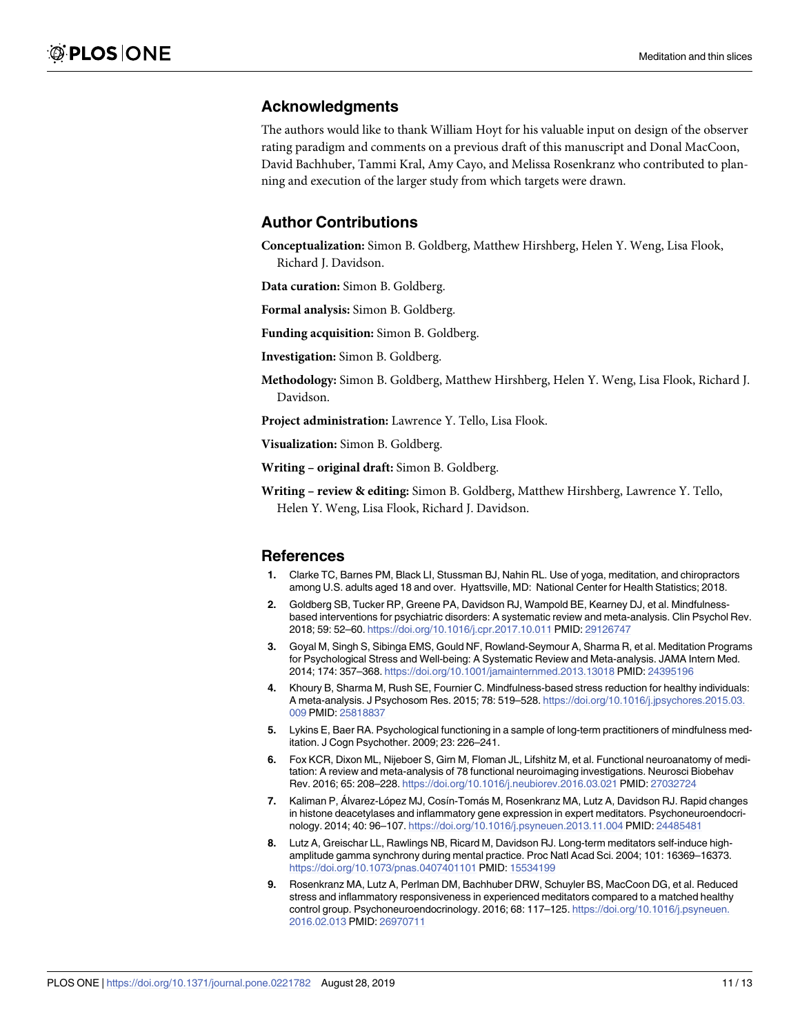## Acknowledgments

The authors would like to thank William Hoyt for his valuable input on design of the observer rating paradigm and comments on a previous draft of this manuscript and Donal MacCoon, David Bachhuber, Tammi Kral, Amy Cayo, and Melissa Rosenkranz who contributed to planning and execution of the larger study from which targets were drawn.

## Author Contributions

**Conceptualization:** Simon B. Goldberg, Matthew Hirshberg, Helen Y. Weng, Lisa Flook, Richard J. Davidson.

**Data curation:** Simon B. Goldberg.

**Formal analysis:** Simon B. Goldberg.

**Funding acquisition:** Simon B. Goldberg.

**Investigation:** Simon B. Goldberg.

**Methodology:** Simon B. Goldberg, Matthew Hirshberg, Helen Y. Weng, Lisa Flook, Richard J. Davidson.

**Project administration:** Lawrence Y. Tello, Lisa Flook.

**Visualization:** Simon B. Goldberg.

**Writing – original draft:** Simon B. Goldberg.

**Writing – review & editing:** Simon B. Goldberg, Matthew Hirshberg, Lawrence Y. Tello, Helen Y. Weng, Lisa Flook, Richard J. Davidson.

## References

1. Clarke TC, Barnes PM, Black LI, Stussman BJ, Nahin RL. Use of yoga, meditation, and chiropractors among U.S. adults aged 18 and over. Hyattsville, MD: National Center for Health Statistics; 2018.
2. Goldberg SB, Tucker RP, Greene PA, Davidson RJ, Wampold BE, Kearney DJ, et al. Mindfulness-based interventions for psychiatric disorders: A systematic review and meta-analysis. Clin Psychol Rev. 2018; 59: 52–60. https://doi.org/10.1016/j.cpr.2017.10.011 PMID: 29126747
3. Goyal M, Singh S, Sibinga EMS, Gould NF, Rowland-Seymour A, Sharma R, et al. Meditation Programs for Psychological Stress and Well-being: A Systematic Review and Meta-analysis. JAMA Intern Med. 2014; 174: 357–368. https://doi.org/10.1001/jamainternmed.2013.13018 PMID: 24395196
4. Khoury B, Sharma M, Rush SE, Fournier C. Mindfulness-based stress reduction for healthy individuals: A meta-analysis. J Psychosom Res. 2015; 78: 519–528. https://doi.org/10.1016/j.jpsychores.2015.03.009 PMID: 25818837
5. Lykins E, Baer RA. Psychological functioning in a sample of long-term practitioners of mindfulness meditation. J Cogn Psychother. 2009; 23: 226–241.
6. Fox KCR, Dixon ML, Nijeboer S, Girn M, Floman JL, Lifshitz M, et al. Functional neuroanatomy of meditation: A review and meta-analysis of 78 functional neuroimaging investigations. Neurosci Biobehav Rev. 2016; 65: 208–228. https://doi.org/10.1016/j.neubiorev.2016.03.021 PMID: 27032724
7. Kaliman P, Álvarez-López MJ, Cosín-Tomás M, Rosenkranz MA, Lutz A, Davidson RJ. Rapid changes in histone deacetylases and inflammatory gene expression in expert meditators. Psychoneuroendocrinology. 2014; 40: 96–107. https://doi.org/10.1016/j.psyneuen.2013.11.004 PMID: 24485481
8. Lutz A, Greischar LL, Rawlings NB, Ricard M, Davidson RJ. Long-term meditators self-induce high-amplitude gamma synchrony during mental practice. Proc Natl Acad Sci. 2004; 101: 16369–16373. https://doi.org/10.1073/pnas.0407401101 PMID: 15534199
9. Rosenkranz MA, Lutz A, Perlman DM, Bachhuber DRW, Schuyler BS, MacCoon DG, et al. Reduced stress and inflammatory responsiveness in experienced meditators compared to a matched healthy control group. Psychoneuroendocrinology. 2016; 68: 117–125. https://doi.org/10.1016/j.psyneuen.2016.02.013 PMID: 26970711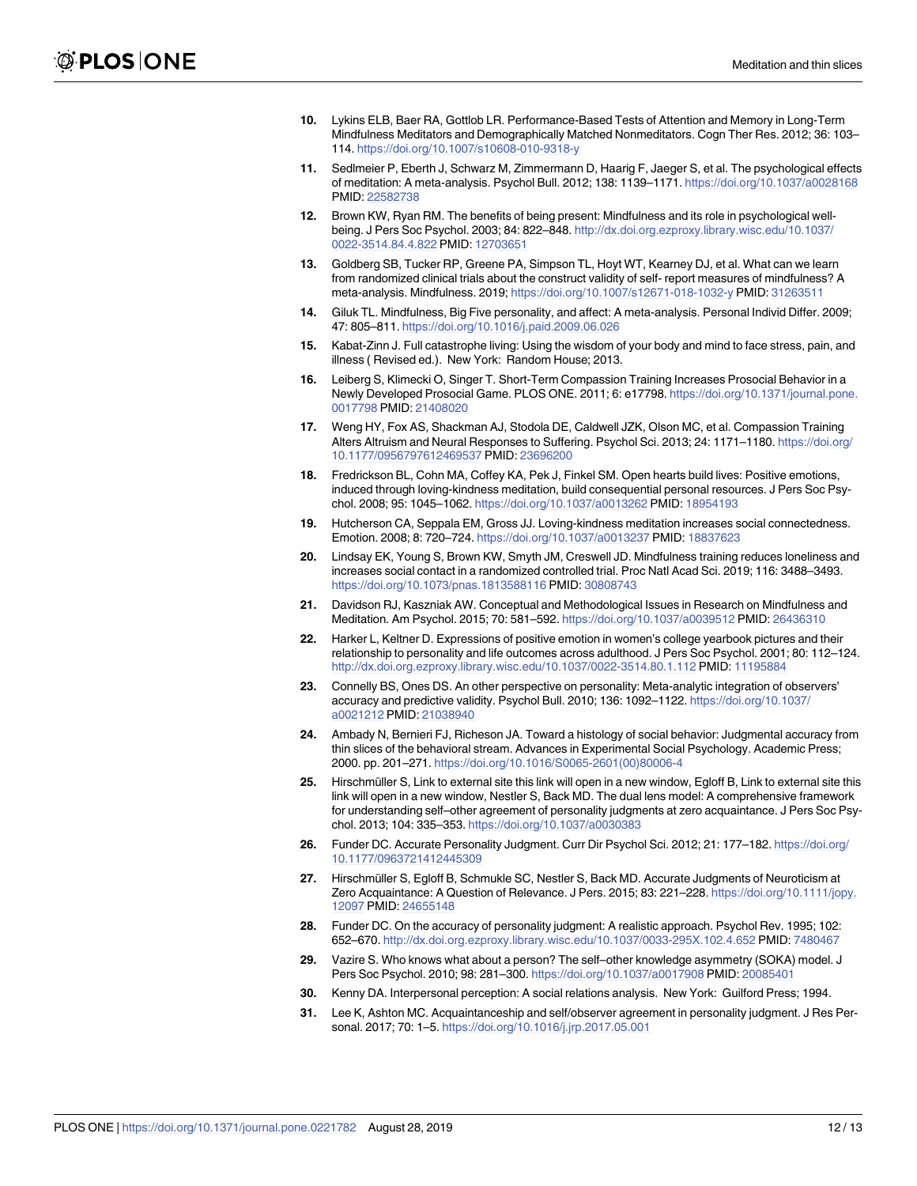10. Lykins ELB, Baer RA, Gottlob LR. Performance-Based Tests of Attention and Memory in Long-Term Mindfulness Meditators and Demographically Matched Nonmeditators. Cogn Ther Res. 2012; 36: 103–114. https://doi.org/10.1007/s10608-010-9318-y

11. Sedlmeier P, Eberth J, Schwarz M, Zimmermann D, Haarig F, Jaeger S, et al. The psychological effects of meditation: A meta-analysis. Psychol Bull. 2012; 138: 1139–1171. https://doi.org/10.1037/a0028168 PMID: 22582738

12. Brown KW, Ryan RM. The benefits of being present: Mindfulness and its role in psychological well-being. J Pers Soc Psychol. 2003; 84: 822–848. http://dx.doi.org.ezproxy.library.wisc.edu/10.1037/0022-3514.84.4.822 PMID: 12703651

13. Goldberg SB, Tucker RP, Greene PA, Simpson TL, Hoyt WT, Kearney DJ, et al. What can we learn from randomized clinical trials about the construct validity of self- report measures of mindfulness? A meta-analysis. Mindfulness. 2019; https://doi.org/10.1007/s12671-018-1032-y PMID: 31263511

14. Giluk TL. Mindfulness, Big Five personality, and affect: A meta-analysis. Personal Individ Differ. 2009; 47: 805–811. https://doi.org/10.1016/j.paid.2009.06.026

15. Kabat-Zinn J. Full catastrophe living: Using the wisdom of your body and mind to face stress, pain, and illness ( Revised ed.). New York: Random House; 2013.

16. Leiberg S, Klimecki O, Singer T. Short-Term Compassion Training Increases Prosocial Behavior in a Newly Developed Prosocial Game. PLOS ONE. 2011; 6: e17798. https://doi.org/10.1371/journal.pone.0017798 PMID: 21408020

17. Weng HY, Fox AS, Shackman AJ, Stodola DE, Caldwell JZK, Olson MC, et al. Compassion Training Alters Altruism and Neural Responses to Suffering. Psychol Sci. 2013; 24: 1171–1180. https://doi.org/10.1177/0956797612469537 PMID: 23696200

18. Fredrickson BL, Cohn MA, Coffey KA, Pek J, Finkel SM. Open hearts build lives: Positive emotions, induced through loving-kindness meditation, build consequential personal resources. J Pers Soc Psychol. 2008; 95: 1045–1062. https://doi.org/10.1037/a0013262 PMID: 18954193

19. Hutcherson CA, Seppala EM, Gross JJ. Loving-kindness meditation increases social connectedness. Emotion. 2008; 8: 720–724. https://doi.org/10.1037/a0013237 PMID: 18837623

20. Lindsay EK, Young S, Brown KW, Smyth JM, Creswell JD. Mindfulness training reduces loneliness and increases social contact in a randomized controlled trial. Proc Natl Acad Sci. 2019; 116: 3488–3493. https://doi.org/10.1073/pnas.1813588116 PMID: 30808743

21. Davidson RJ, Kaszniak AW. Conceptual and Methodological Issues in Research on Mindfulness and Meditation. Am Psychol. 2015; 70: 581–592. https://doi.org/10.1037/a0039512 PMID: 26436310

22. Harker L, Keltner D. Expressions of positive emotion in women's college yearbook pictures and their relationship to personality and life outcomes across adulthood. J Pers Soc Psychol. 2001; 80: 112–124. http://dx.doi.org.ezproxy.library.wisc.edu/10.1037/0022-3514.80.1.112 PMID: 11195884

23. Connelly BS, Ones DS. An other perspective on personality: Meta-analytic integration of observers' accuracy and predictive validity. Psychol Bull. 2010; 136: 1092–1122. https://doi.org/10.1037/a0021212 PMID: 21038940

24. Ambady N, Bernieri FJ, Richeson JA. Toward a histology of social behavior: Judgmental accuracy from thin slices of the behavioral stream. Advances in Experimental Social Psychology. Academic Press; 2000. pp. 201–271. https://doi.org/10.1016/S0065-2601(00)80006-4

25. Hirschmüller S, Link to external site this link will open in a new window, Egloff B, Link to external site this link will open in a new window, Nestler S, Back MD. The dual lens model: A comprehensive framework for understanding self–other agreement of personality judgments at zero acquaintance. J Pers Soc Psychol. 2013; 104: 335–353. https://doi.org/10.1037/a0030383

26. Funder DC. Accurate Personality Judgment. Curr Dir Psychol Sci. 2012; 21: 177–182. https://doi.org/10.1177/0963721412445309

27. Hirschmüller S, Egloff B, Schmukle SC, Nestler S, Back MD. Accurate Judgments of Neuroticism at Zero Acquaintance: A Question of Relevance. J Pers. 2015; 83: 221–228. https://doi.org/10.1111/jopy.12097 PMID: 24655148

28. Funder DC. On the accuracy of personality judgment: A realistic approach. Psychol Rev. 1995; 102: 652–670. http://dx.doi.org.ezproxy.library.wisc.edu/10.1037/0033-295X.102.4.652 PMID: 7480467

29. Vazire S. Who knows what about a person? The self–other knowledge asymmetry (SOKA) model. J Pers Soc Psychol. 2010; 98: 281–300. https://doi.org/10.1037/a0017908 PMID: 20085401

30. Kenny DA. Interpersonal perception: A social relations analysis. New York: Guilford Press; 1994.

31. Lee K, Ashton MC. Acquaintanceship and self/observer agreement in personality judgment. J Res Personal. 2017; 70: 1–5. https://doi.org/10.1016/j.jrp.2017.05.001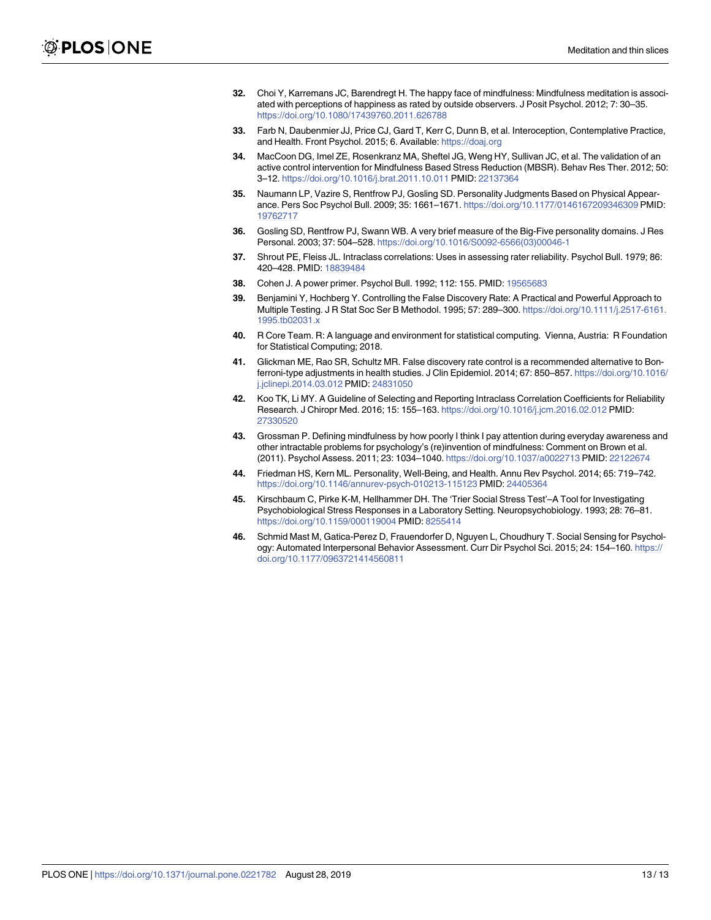32. Choi Y, Karremans JC, Barendregt H. The happy face of mindfulness: Mindfulness meditation is associated with perceptions of happiness as rated by outside observers. J Posit Psychol. 2012; 7: 30–35. https://doi.org/10.1080/17439760.2011.626788

33. Farb N, Daubenmier JJ, Price CJ, Gard T, Kerr C, Dunn B, et al. Interoception, Contemplative Practice, and Health. Front Psychol. 2015; 6. Available: https://doaj.org

34. MacCoon DG, Imel ZE, Rosenkranz MA, Sheftel JG, Weng HY, Sullivan JC, et al. The validation of an active control intervention for Mindfulness Based Stress Reduction (MBSR). Behav Res Ther. 2012; 50: 3–12. https://doi.org/10.1016/j.brat.2011.10.011 PMID: 22137364

35. Naumann LP, Vazire S, Rentfrow PJ, Gosling SD. Personality Judgments Based on Physical Appearance. Pers Soc Psychol Bull. 2009; 35: 1661–1671. https://doi.org/10.1177/0146167209346309 PMID: 19762717

36. Gosling SD, Rentfrow PJ, Swann WB. A very brief measure of the Big-Five personality domains. J Res Personal. 2003; 37: 504–528. https://doi.org/10.1016/S0092-6566(03)00046-1

37. Shrout PE, Fleiss JL. Intraclass correlations: Uses in assessing rater reliability. Psychol Bull. 1979; 86: 420–428. PMID: 18839484

38. Cohen J. A power primer. Psychol Bull. 1992; 112: 155. PMID: 19565683

39. Benjamini Y, Hochberg Y. Controlling the False Discovery Rate: A Practical and Powerful Approach to Multiple Testing. J R Stat Soc Ser B Methodol. 1995; 57: 289–300. https://doi.org/10.1111/j.2517-6161.1995.tb02031.x

40. R Core Team. R: A language and environment for statistical computing. Vienna, Austria: R Foundation for Statistical Computing; 2018.

41. Glickman ME, Rao SR, Schultz MR. False discovery rate control is a recommended alternative to Bonferroni-type adjustments in health studies. J Clin Epidemiol. 2014; 67: 850–857. https://doi.org/10.1016/j.jclinepi.2014.03.012 PMID: 24831050

42. Koo TK, Li MY. A Guideline of Selecting and Reporting Intraclass Correlation Coefficients for Reliability Research. J Chiropr Med. 2016; 15: 155–163. https://doi.org/10.1016/j.jcm.2016.02.012 PMID: 27330520

43. Grossman P. Defining mindfulness by how poorly I think I pay attention during everyday awareness and other intractable problems for psychology's (re)invention of mindfulness: Comment on Brown et al. (2011). Psychol Assess. 2011; 23: 1034–1040. https://doi.org/10.1037/a0022713 PMID: 22122674

44. Friedman HS, Kern ML. Personality, Well-Being, and Health. Annu Rev Psychol. 2014; 65: 719–742. https://doi.org/10.1146/annurev-psych-010213-115123 PMID: 24405364

45. Kirschbaum C, Pirke K-M, Hellhammer DH. The 'Trier Social Stress Test'–A Tool for Investigating Psychobiological Stress Responses in a Laboratory Setting. Neuropsychobiology. 1993; 28: 76–81. https://doi.org/10.1159/000119004 PMID: 8255414

46. Schmid Mast M, Gatica-Perez D, Frauendorfer D, Nguyen L, Choudhury T. Social Sensing for Psychology: Automated Interpersonal Behavior Assessment. Curr Dir Psychol Sci. 2015; 24: 154–160. https://doi.org/10.1177/0963721414560811